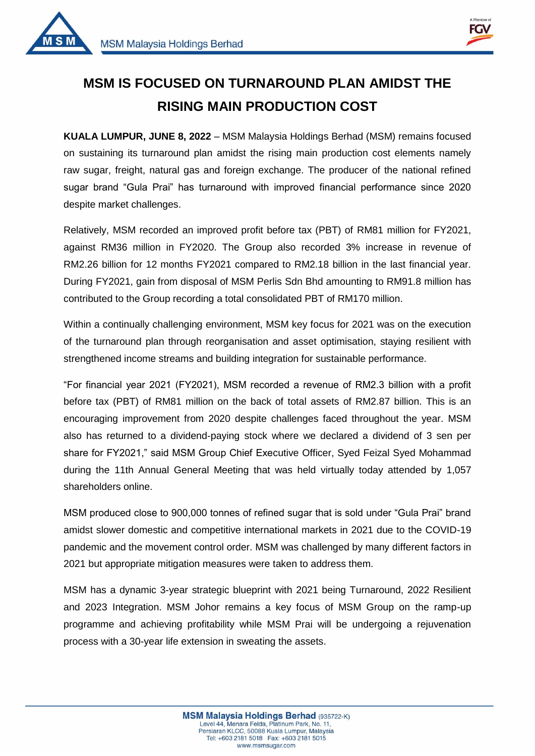# MSM IS FOCUSED ON TURNAROUND PLAN AMIDST THE RISING MAIN PRODUCTION COST

**KUALA LUMPUR, JUNE 8, 2022** – MSM Malaysia Holdings Berhad (MSM) remains focused on sustaining its turnaround plan amidst the rising main production cost elements namely raw sugar, freight, natural gas and foreign exchange. The producer of the national refined sugar brand "Gula Prai" has turnaround with improved financial performance since 2020 despite market challenges.

Relatively, MSM recorded an improved profit before tax (PBT) of RM81 million for FY2021, against RM36 million in FY2020. The Group also recorded 3% increase in revenue of RM2.26 billion for 12 months FY2021 compared to RM2.18 billion in the last financial year. During FY2021, gain from disposal of MSM Perlis Sdn Bhd amounting to RM91.8 million has contributed to the Group recording a total consolidated PBT of RM170 million.

Within a continually challenging environment, MSM key focus for 2021 was on the execution of the turnaround plan through reorganisation and asset optimisation, staying resilient with strengthened income streams and building integration for sustainable performance.

"For financial year 2021 (FY2021), MSM recorded a revenue of RM2.3 billion with a profit before tax (PBT) of RM81 million on the back of total assets of RM2.87 billion. This is an encouraging improvement from 2020 despite challenges faced throughout the year. MSM also has returned to a dividend-paying stock where we declared a dividend of 3 sen per share for FY2021," said MSM Group Chief Executive Officer, Syed Feizal Syed Mohammad during the 11th Annual General Meeting that was held virtually today attended by 1,057 shareholders online.

MSM produced close to 900,000 tonnes of refined sugar that is sold under "Gula Prai" brand amidst slower domestic and competitive international markets in 2021 due to the COVID-19 pandemic and the movement control order. MSM was challenged by many different factors in 2021 but appropriate mitigation measures were taken to address them.

MSM has a dynamic 3-year strategic blueprint with 2021 being Turnaround, 2022 Resilient and 2023 Integration. MSM Johor remains a key focus of MSM Group on the ramp-up programme and achieving profitability while MSM Prai will be undergoing a rejuvenation process with a 30-year life extension in sweating the assets.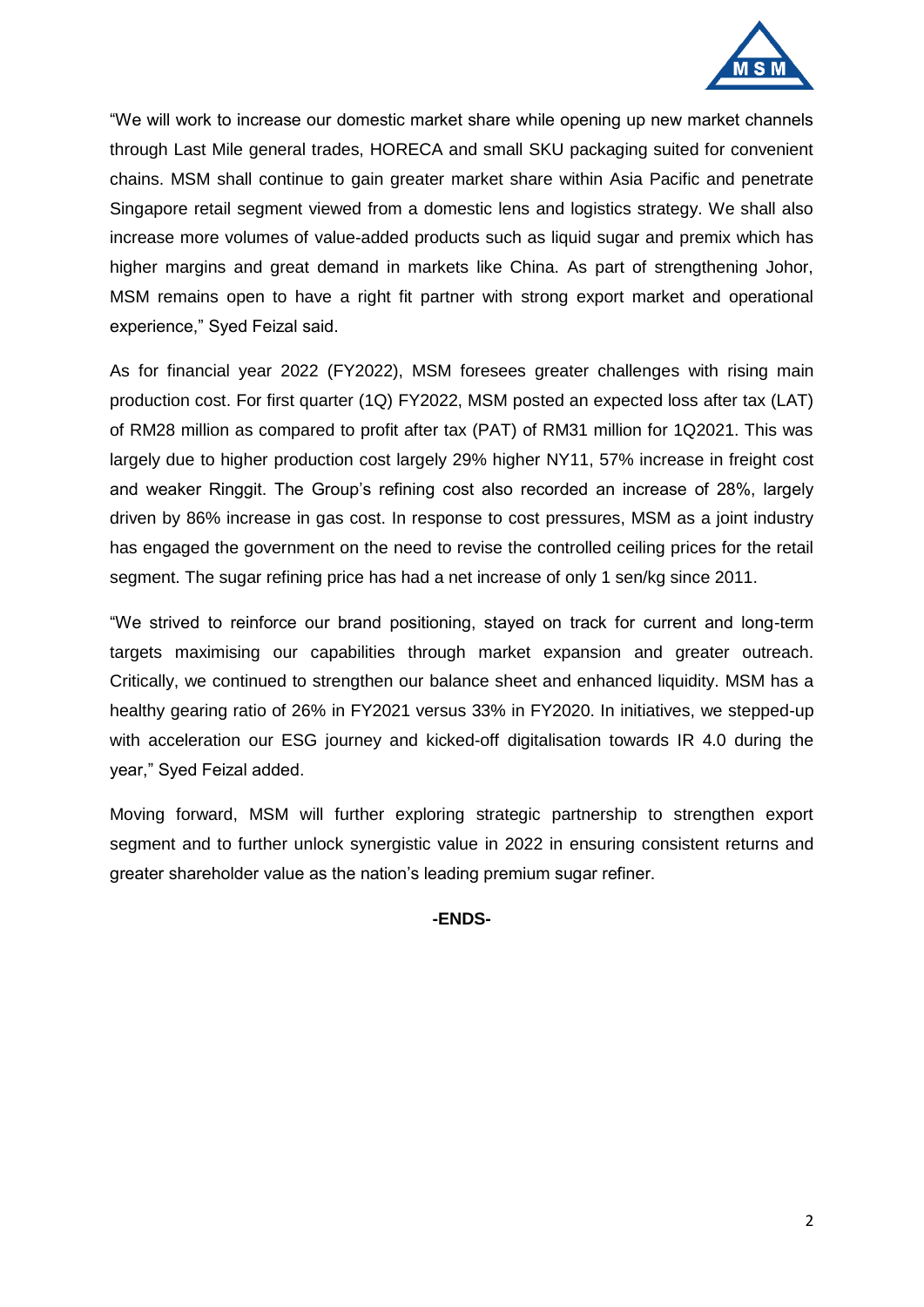"We will work to increase our domestic market share while opening up new market channels through Last Mile general trades, HORECA and small SKU packaging suited for convenient chains. MSM shall continue to gain greater market share within Asia Pacific and penetrate Singapore retail segment viewed from a domestic lens and logistics strategy. We shall also increase more volumes of value-added products such as liquid sugar and premix which has higher margins and great demand in markets like China. As part of strengthening Johor, MSM remains open to have a right fit partner with strong export market and operational experience," Syed Feizal said.

As for financial year 2022 (FY2022), MSM foresees greater challenges with rising main production cost. For first quarter (1Q) FY2022, MSM posted an expected loss after tax (LAT) of RM28 million as compared to profit after tax (PAT) of RM31 million for 1Q2021. This was largely due to higher production cost largely 29% higher NY11, 57% increase in freight cost and weaker Ringgit. The Group's refining cost also recorded an increase of 28%, largely driven by 86% increase in gas cost. In response to cost pressures, MSM as a joint industry has engaged the government on the need to revise the controlled ceiling prices for the retail segment. The sugar refining price has had a net increase of only 1 sen/kg since 2011.

"We strived to reinforce our brand positioning, stayed on track for current and long-term targets maximising our capabilities through market expansion and greater outreach. Critically, we continued to strengthen our balance sheet and enhanced liquidity. MSM has a healthy gearing ratio of 26% in FY2021 versus 33% in FY2020. In initiatives, we stepped-up with acceleration our ESG journey and kicked-off digitalisation towards IR 4.0 during the year," Syed Feizal added.

Moving forward, MSM will further exploring strategic partnership to strengthen export segment and to further unlock synergistic value in 2022 in ensuring consistent returns and greater shareholder value as the nation's leading premium sugar refiner.

**-ENDS-**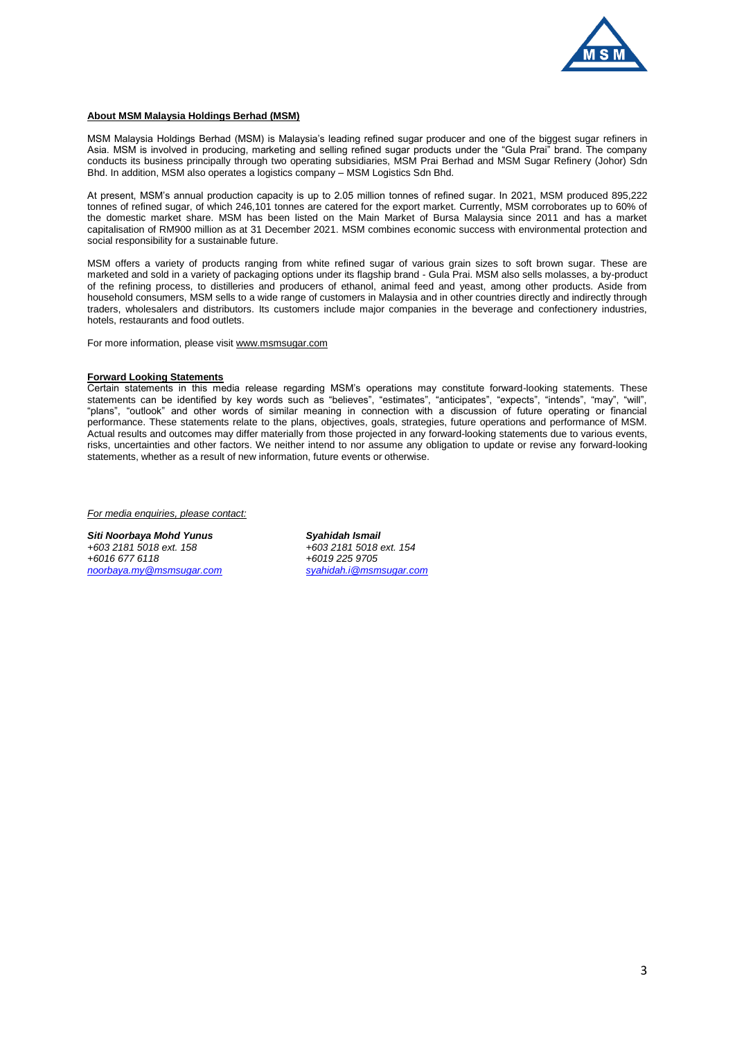**About MSM Malaysia Holdings Berhad (MSM)**

MSM Malaysia Holdings Berhad (MSM) is Malaysia's leading refined sugar producer and one of the biggest sugar refiners in Asia. MSM is involved in producing, marketing and selling refined sugar products under the "Gula Prai" brand. The company conducts its business principally through two operating subsidiaries, MSM Prai Berhad and MSM Sugar Refinery (Johor) Sdn Bhd. In addition, MSM also operates a logistics company – MSM Logistics Sdn Bhd.

At present, MSM's annual production capacity is up to 2.05 million tonnes of refined sugar. In 2021, MSM produced 895,222 tonnes of refined sugar, of which 246,101 tonnes are catered for the export market. Currently, MSM corroborates up to 60% of the domestic market share. MSM has been listed on the Main Market of Bursa Malaysia since 2011 and has a market capitalisation of RM900 million as at 31 December 2021. MSM combines economic success with environmental protection and social responsibility for a sustainable future.

MSM offers a variety of products ranging from white refined sugar of various grain sizes to soft brown sugar. These are marketed and sold in a variety of packaging options under its flagship brand - Gula Prai. MSM also sells molasses, a by-product of the refining process, to distilleries and producers of ethanol, animal feed and yeast, among other products. Aside from household consumers, MSM sells to a wide range of customers in Malaysia and in other countries directly and indirectly through traders, wholesalers and distributors. Its customers include major companies in the beverage and confectionery industries, hotels, restaurants and food outlets.

For more information, please visit www.msmsugar.com

**Forward Looking Statements**

Certain statements in this media release regarding MSM's operations may constitute forward-looking statements. These statements can be identified by key words such as "believes", "estimates", "anticipates", "expects", "intends", "may", "will", "plans", "outlook" and other words of similar meaning in connection with a discussion of future operating or financial performance. These statements relate to the plans, objectives, goals, strategies, future operations and performance of MSM. Actual results and outcomes may differ materially from those projected in any forward-looking statements due to various events, risks, uncertainties and other factors. We neither intend to nor assume any obligation to update or revise any forward-looking statements, whether as a result of new information, future events or otherwise.

*For media enquiries, please contact:*

***Siti Noorbaya Mohd Yunus***
*+603 2181 5018 ext. 158*
*+6016 677 6118*
*noorbaya.my@msmsugar.com*

***Syahidah Ismail***
*+603 2181 5018 ext. 154*
*+6019 225 9705*
*syahidah.i@msmsugar.com*